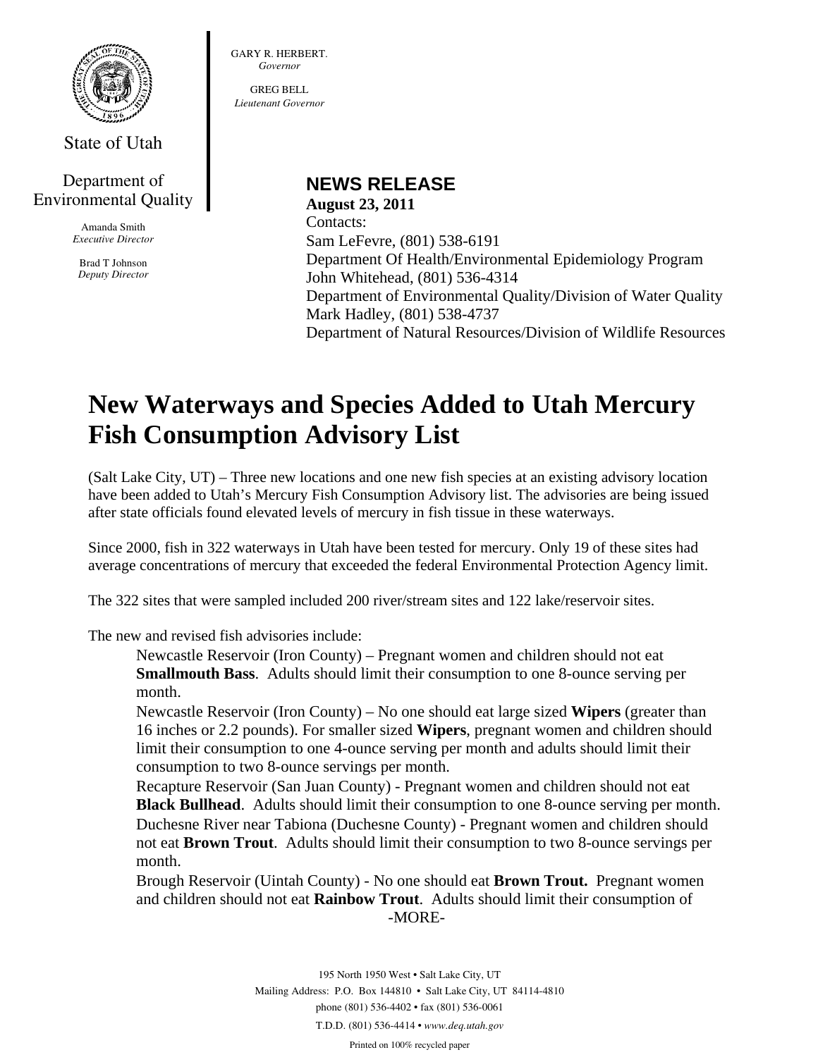State of Utah

Department of Environmental Quality

Amanda Smith
*Executive Director*

Brad T Johnson
*Deputy Director*

GARY R. HERBERT.
*Governor*

GREG BELL
*Lieutenant Governor*

**NEWS RELEASE**
**August 23, 2011**
Contacts:
Sam LeFevre, (801) 538-6191
Department Of Health/Environmental Epidemiology Program
John Whitehead, (801) 536-4314
Department of Environmental Quality/Division of Water Quality
Mark Hadley, (801) 538-4737
Department of Natural Resources/Division of Wildlife Resources

# New Waterways and Species Added to Utah Mercury Fish Consumption Advisory List

(Salt Lake City, UT) – Three new locations and one new fish species at an existing advisory location have been added to Utah's Mercury Fish Consumption Advisory list. The advisories are being issued after state officials found elevated levels of mercury in fish tissue in these waterways.

Since 2000, fish in 322 waterways in Utah have been tested for mercury. Only 19 of these sites had average concentrations of mercury that exceeded the federal Environmental Protection Agency limit.

The 322 sites that were sampled included 200 river/stream sites and 122 lake/reservoir sites.

The new and revised fish advisories include:

Newcastle Reservoir (Iron County) – Pregnant women and children should not eat **Smallmouth Bass**. Adults should limit their consumption to one 8-ounce serving per month.

Newcastle Reservoir (Iron County) – No one should eat large sized **Wipers** (greater than 16 inches or 2.2 pounds). For smaller sized **Wipers**, pregnant women and children should limit their consumption to one 4-ounce serving per month and adults should limit their consumption to two 8-ounce servings per month.

Recapture Reservoir (San Juan County) - Pregnant women and children should not eat **Black Bullhead**. Adults should limit their consumption to one 8-ounce serving per month.

Duchesne River near Tabiona (Duchesne County) - Pregnant women and children should not eat **Brown Trout**. Adults should limit their consumption to two 8-ounce servings per month.

Brough Reservoir (Uintah County) - No one should eat **Brown Trout.** Pregnant women and children should not eat **Rainbow Trout**. Adults should limit their consumption of

-MORE-

195 North 1950 West • Salt Lake City, UT
Mailing Address: P.O. Box 144810 • Salt Lake City, UT 84114-4810
phone (801) 536-4402 • fax (801) 536-0061
T.D.D. (801) 536-4414 • *www.deq.utah.gov*
Printed on 100% recycled paper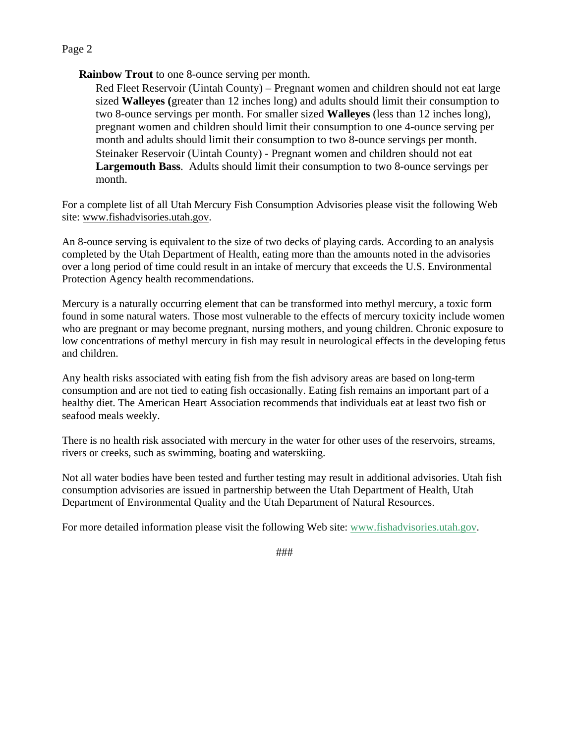**Rainbow Trout** to one 8-ounce serving per month.

Red Fleet Reservoir (Uintah County) – Pregnant women and children should not eat large sized **Walleyes (**greater than 12 inches long) and adults should limit their consumption to two 8-ounce servings per month. For smaller sized **Walleyes** (less than 12 inches long), pregnant women and children should limit their consumption to one 4-ounce serving per month and adults should limit their consumption to two 8-ounce servings per month.

Steinaker Reservoir (Uintah County) - Pregnant women and children should not eat **Largemouth Bass**. Adults should limit their consumption to two 8-ounce servings per month.

For a complete list of all Utah Mercury Fish Consumption Advisories please visit the following Web site: www.fishadvisories.utah.gov.

An 8-ounce serving is equivalent to the size of two decks of playing cards. According to an analysis completed by the Utah Department of Health, eating more than the amounts noted in the advisories over a long period of time could result in an intake of mercury that exceeds the U.S. Environmental Protection Agency health recommendations.

Mercury is a naturally occurring element that can be transformed into methyl mercury, a toxic form found in some natural waters. Those most vulnerable to the effects of mercury toxicity include women who are pregnant or may become pregnant, nursing mothers, and young children. Chronic exposure to low concentrations of methyl mercury in fish may result in neurological effects in the developing fetus and children.

Any health risks associated with eating fish from the fish advisory areas are based on long-term consumption and are not tied to eating fish occasionally. Eating fish remains an important part of a healthy diet. The American Heart Association recommends that individuals eat at least two fish or seafood meals weekly.

There is no health risk associated with mercury in the water for other uses of the reservoirs, streams, rivers or creeks, such as swimming, boating and waterskiing.

Not all water bodies have been tested and further testing may result in additional advisories. Utah fish consumption advisories are issued in partnership between the Utah Department of Health, Utah Department of Environmental Quality and the Utah Department of Natural Resources.

For more detailed information please visit the following Web site: www.fishadvisories.utah.gov.

###